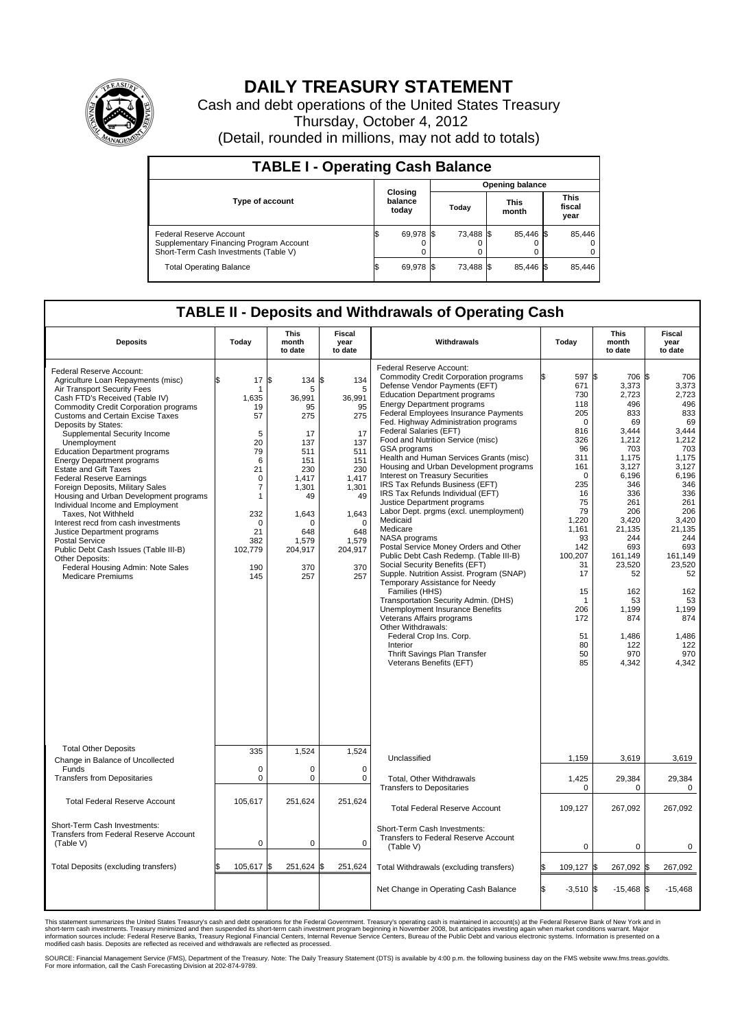# DAILY TREASURY STATEMENT

Cash and debt operations of the United States Treasury

Thursday, October 4, 2012

(Detail, rounded in millions, may not add to totals)

## TABLE I - Operating Cash Balance

| Type of account | Closing balance today | Opening balance Today | Opening balance This month | Opening balance This fiscal year |
|---|---|---|---|---|
| Federal Reserve Account | $ 69,978 | $ 73,488 | $ 85,446 | $ 85,446 |
| Supplementary Financing Program Account | 0 | 0 | 0 | 0 |
| Short-Term Cash Investments (Table V) | 0 | 0 | 0 | 0 |
| Total Operating Balance | $ 69,978 | $ 73,488 | $ 85,446 | $ 85,446 |

## TABLE II - Deposits and Withdrawals of Operating Cash

| Deposits | Today | This month to date | Fiscal year to date |
|---|---|---|---|
| Federal Reserve Account: | | | |
| Agriculture Loan Repayments (misc) | $ 17 | $ 134 | $ 134 |
| Air Transport Security Fees | 1 | 5 | 5 |
| Cash FTD's Received (Table IV) | 1,635 | 36,991 | 36,991 |
| Commodity Credit Corporation programs | 19 | 95 | 95 |
| Customs and Certain Excise Taxes | 57 | 275 | 275 |
| Deposits by States: | | | |
| Supplemental Security Income | 5 | 17 | 17 |
| Unemployment | 20 | 137 | 137 |
| Education Department programs | 79 | 511 | 511 |
| Energy Department programs | 6 | 151 | 151 |
| Estate and Gift Taxes | 21 | 230 | 230 |
| Federal Reserve Earnings | 0 | 1,417 | 1,417 |
| Foreign Deposits, Military Sales | 7 | 1,301 | 1,301 |
| Housing and Urban Development programs | 1 | 49 | 49 |
| Individual Income and Employment Taxes, Not Withheld | 232 | 1,643 | 1,643 |
| Interest recd from cash investments | 0 | 0 | 0 |
| Justice Department programs | 21 | 648 | 648 |
| Postal Service | 382 | 1,579 | 1,579 |
| Public Debt Cash Issues (Table III-B) | 102,779 | 204,917 | 204,917 |
| Other Deposits: | | | |
| Federal Housing Admin: Note Sales | 190 | 370 | 370 |
| Medicare Premiums | 145 | 257 | 257 |
| Total Other Deposits | 335 | 1,524 | 1,524 |
| Change in Balance of Uncollected Funds | 0 | 0 | 0 |
| Transfers from Depositaries | 0 | 0 | 0 |
| Total Federal Reserve Account | 105,617 | 251,624 | 251,624 |
| Short-Term Cash Investments: Transfers from Federal Reserve Account (Table V) | 0 | 0 | 0 |
| Total Deposits (excluding transfers) | $ 105,617 | $ 251,624 | $ 251,624 |

| Withdrawals | Today | This month to date | Fiscal year to date |
|---|---|---|---|
| Federal Reserve Account: | | | |
| Commodity Credit Corporation programs | $ 597 | $ 706 | $ 706 |
| Defense Vendor Payments (EFT) | 671 | 3,373 | 3,373 |
| Education Department programs | 730 | 2,723 | 2,723 |
| Energy Department programs | 118 | 496 | 496 |
| Federal Employees Insurance Payments | 205 | 833 | 833 |
| Fed. Highway Administration programs | 0 | 69 | 69 |
| Federal Salaries (EFT) | 816 | 3,444 | 3,444 |
| Food and Nutrition Service (misc) | 326 | 1,212 | 1,212 |
| GSA programs | 96 | 703 | 703 |
| Health and Human Services Grants (misc) | 311 | 1,175 | 1,175 |
| Housing and Urban Development programs | 161 | 3,127 | 3,127 |
| Interest on Treasury Securities | 0 | 6,196 | 6,196 |
| IRS Tax Refunds Business (EFT) | 235 | 346 | 346 |
| IRS Tax Refunds Individual (EFT) | 16 | 336 | 336 |
| Justice Department programs | 75 | 261 | 261 |
| Labor Dept. prgms (excl. unemployment) | 79 | 206 | 206 |
| Medicaid | 1,220 | 3,420 | 3,420 |
| Medicare | 1,161 | 21,135 | 21,135 |
| NASA programs | 93 | 244 | 244 |
| Postal Service Money Orders and Other | 142 | 693 | 693 |
| Public Debt Cash Redemp. (Table III-B) | 100,207 | 161,149 | 161,149 |
| Social Security Benefits (EFT) | 31 | 23,520 | 23,520 |
| Supple. Nutrition Assist. Program (SNAP) | 17 | 52 | 52 |
| Temporary Assistance for Needy Families (HHS) | 15 | 162 | 162 |
| Transportation Security Admin. (DHS) | 1 | 53 | 53 |
| Unemployment Insurance Benefits | 206 | 1,199 | 1,199 |
| Veterans Affairs programs | 172 | 874 | 874 |
| Other Withdrawals: | | | |
| Federal Crop Ins. Corp. | 51 | 1,486 | 1,486 |
| Interior | 80 | 122 | 122 |
| Thrift Savings Plan Transfer | 50 | 970 | 970 |
| Veterans Benefits (EFT) | 85 | 4,342 | 4,342 |
| Unclassified | 1,159 | 3,619 | 3,619 |
| Total, Other Withdrawals | 1,425 | 29,384 | 29,384 |
| Transfers to Depositaries | 0 | 0 | 0 |
| Total Federal Reserve Account | 109,127 | 267,092 | 267,092 |
| Short-Term Cash Investments: Transfers to Federal Reserve Account (Table V) | 0 | 0 | 0 |
| Total Withdrawals (excluding transfers) | $ 109,127 | $ 267,092 | $ 267,092 |
| Net Change in Operating Cash Balance | $ -3,510 | $ -15,468 | $ -15,468 |

This statement summarizes the United States Treasury's cash and debt operations for the Federal Government. Treasury's operating cash is maintained in account(s) at the Federal Reserve Bank of New York and in short-term cash investments. Treasury minimized and then suspended its short-term cash investment program beginning in November 2008, but anticipates investing again when market conditions warrant. Major information sources include: Federal Reserve Banks, Treasury Regional Financial Centers, Internal Revenue Service Centers, Bureau of the Public Debt and various electronic systems. Information is presented on a modified cash basis. Deposits are reflected as received and withdrawals are reflected as processed.

SOURCE: Financial Management Service (FMS), Department of the Treasury. Note: The Daily Treasury Statement (DTS) is available by 4:00 p.m. the following business day on the FMS website www.fms.treas.gov/dts. For more information, call the Cash Forecasting Division at 202-874-9789.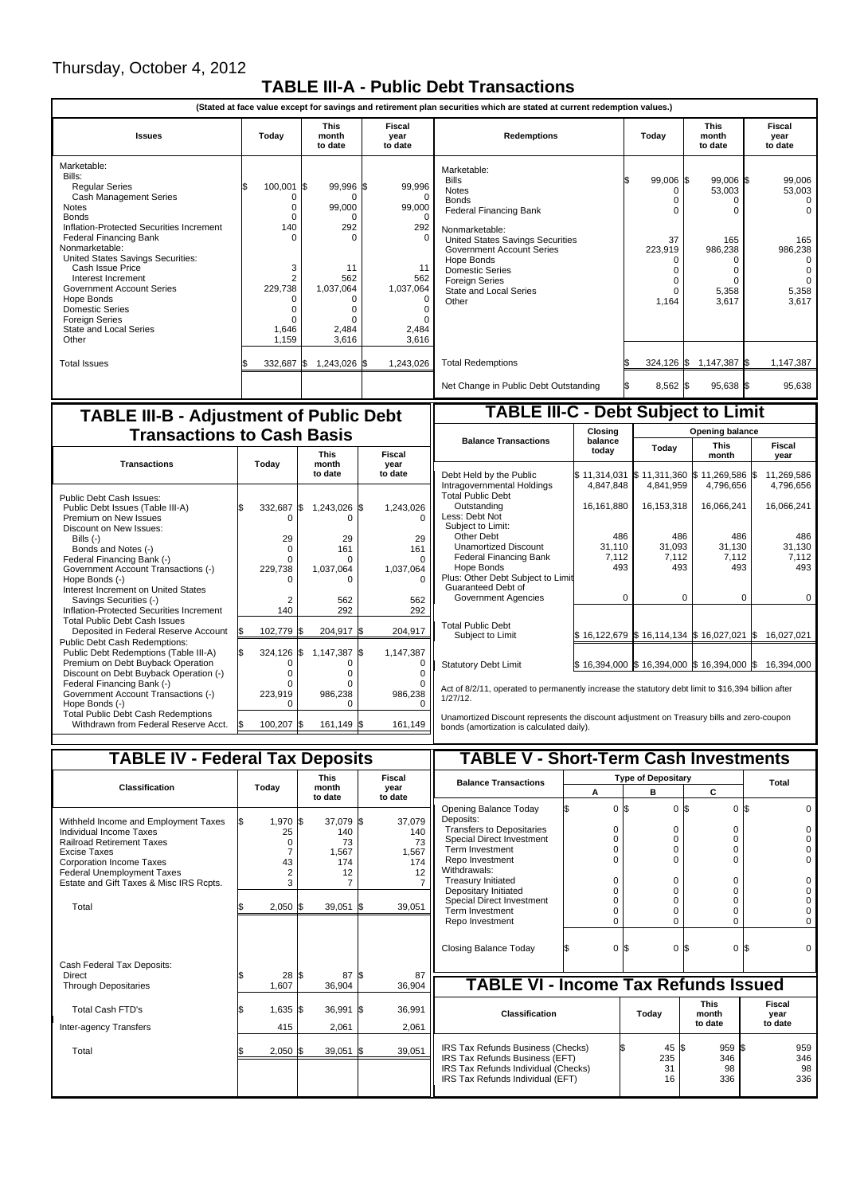Thursday, October 4, 2012

# TABLE III-A - Public Debt Transactions

(Stated at face value except for savings and retirement plan securities which are stated at current redemption values.)

| Issues | Today | This month to date | Fiscal year to date |
|---|---|---|---|
| Marketable: | | | |
| Bills: | | | |
| Regular Series | $ 100,001 | $ 99,996 | $ 99,996 |
| Cash Management Series | 0 | 0 | 0 |
| Notes | 0 | 99,000 | 99,000 |
| Bonds | 0 | 0 | 0 |
| Inflation-Protected Securities Increment | 140 | 292 | 292 |
| Federal Financing Bank | 0 | 0 | 0 |
| Nonmarketable: | | | |
| United States Savings Securities: | | | |
| Cash Issue Price | 3 | 11 | 11 |
| Interest Increment | 2 | 562 | 562 |
| Government Account Series | 229,738 | 1,037,064 | 1,037,064 |
| Hope Bonds | 0 | 0 | 0 |
| Domestic Series | 0 | 0 | 0 |
| Foreign Series | 0 | 0 | 0 |
| State and Local Series | 1,646 | 2,484 | 2,484 |
| Other | 1,159 | 3,616 | 3,616 |
| Total Issues | $ 332,687 | $ 1,243,026 | $ 1,243,026 |

| Redemptions | Today | This month to date | Fiscal year to date |
|---|---|---|---|
| Marketable: | | | |
| Bills | $ 99,006 | $ 99,006 | $ 99,006 |
| Notes | 0 | 53,003 | 53,003 |
| Bonds | 0 | 0 | 0 |
| Federal Financing Bank | 0 | 0 | 0 |
| Nonmarketable: | | | |
| United States Savings Securities | 37 | 165 | 165 |
| Government Account Series | 223,919 | 986,238 | 986,238 |
| Hope Bonds | 0 | 0 | 0 |
| Domestic Series | 0 | 0 | 0 |
| Foreign Series | 0 | 0 | 0 |
| State and Local Series | 0 | 5,358 | 5,358 |
| Other | 1,164 | 3,617 | 3,617 |
| Total Redemptions | $ 324,126 | $ 1,147,387 | $ 1,147,387 |
| Net Change in Public Debt Outstanding | $ 8,562 | $ 95,638 | $ 95,638 |

# TABLE III-B - Adjustment of Public Debt Transactions to Cash Basis

| Transactions | Today | This month to date | Fiscal year to date |
|---|---|---|---|
| Public Debt Cash Issues: | | | |
| Public Debt Issues (Table III-A) | $ 332,687 | $ 1,243,026 | $ 1,243,026 |
| Premium on New Issues | 0 | 0 | 0 |
| Discount on New Issues: | | | |
| Bills (-) | 29 | 29 | 29 |
| Bonds and Notes (-) | 0 | 161 | 161 |
| Federal Financing Bank (-) | 0 | 0 | 0 |
| Government Account Transactions (-) | 229,738 | 1,037,064 | 1,037,064 |
| Hope Bonds (-) | 0 | 0 | 0 |
| Interest Increment on United States Savings Securities (-) | 2 | 562 | 562 |
| Inflation-Protected Securities Increment | 140 | 292 | 292 |
| Total Public Debt Cash Issues Deposited in Federal Reserve Account | $ 102,779 | $ 204,917 | $ 204,917 |
| Public Debt Cash Redemptions: | | | |
| Public Debt Redemptions (Table III-A) | $ 324,126 | $ 1,147,387 | $ 1,147,387 |
| Premium on Debt Buyback Operation | 0 | 0 | 0 |
| Discount on Debt Buyback Operation (-) | 0 | 0 | 0 |
| Federal Financing Bank (-) | 0 | 0 | 0 |
| Government Account Transactions (-) | 223,919 | 986,238 | 986,238 |
| Hope Bonds (-) | 0 | 0 | 0 |
| Total Public Debt Cash Redemptions Withdrawn from Federal Reserve Acct. | $ 100,207 | $ 161,149 | $ 161,149 |

# TABLE III-C - Debt Subject to Limit

| Balance Transactions | Closing balance today | Opening balance Today | Opening balance This month | Opening balance Fiscal year |
|---|---|---|---|---|
| Debt Held by the Public | $ 11,314,031 | $ 11,311,360 | $ 11,269,586 | $ 11,269,586 |
| Intragovernmental Holdings | 4,847,848 | 4,841,959 | 4,796,656 | 4,796,656 |
| Total Public Debt Outstanding | 16,161,880 | 16,153,318 | 16,066,241 | 16,066,241 |
| Less: Debt Not Subject to Limit: | | | | |
| Other Debt | 486 | 486 | 486 | 486 |
| Unamortized Discount | 31,110 | 31,093 | 31,130 | 31,130 |
| Federal Financing Bank | 7,112 | 7,112 | 7,112 | 7,112 |
| Hope Bonds | 493 | 493 | 493 | 493 |
| Plus: Other Debt Subject to Limit | | | | |
| Guaranteed Debt of Government Agencies | 0 | 0 | 0 | 0 |
| Total Public Debt Subject to Limit | $ 16,122,679 | $ 16,114,134 | $ 16,027,021 | $ 16,027,021 |
| Statutory Debt Limit | $ 16,394,000 | $ 16,394,000 | $ 16,394,000 | $ 16,394,000 |

Act of 8/2/11, operated to permanently increase the statutory debt limit to $16,394 billion after 1/27/12.

Unamortized Discount represents the discount adjustment on Treasury bills and zero-coupon bonds (amortization is calculated daily).

# TABLE IV - Federal Tax Deposits

| Classification | Today | This month to date | Fiscal year to date |
|---|---|---|---|
| Withheld Income and Employment Taxes | $ 1,970 | $ 37,079 | $ 37,079 |
| Individual Income Taxes | 25 | 140 | 140 |
| Railroad Retirement Taxes | 0 | 73 | 73 |
| Excise Taxes | 7 | 1,567 | 1,567 |
| Corporation Income Taxes | 43 | 174 | 174 |
| Federal Unemployment Taxes | 2 | 12 | 12 |
| Estate and Gift Taxes & Misc IRS Rcpts. | 3 | 7 | 7 |
| Total | $ 2,050 | $ 39,051 | $ 39,051 |
| Cash Federal Tax Deposits: | | | |
| Direct | $ 28 | $ 87 | $ 87 |
| Through Depositaries | 1,607 | 36,904 | 36,904 |
| Total Cash FTD's | $ 1,635 | $ 36,991 | $ 36,991 |
| Inter-agency Transfers | 415 | 2,061 | 2,061 |
| Total | $ 2,050 | $ 39,051 | $ 39,051 |

# TABLE V - Short-Term Cash Investments

| Balance Transactions | Type of Depositary A | Type of Depositary B | Type of Depositary C | Total |
|---|---|---|---|---|
| Opening Balance Today | $ 0 | $ 0 | $ 0 | $ 0 |
| Deposits: | | | | |
| Transfers to Depositaries | 0 | 0 | 0 | 0 |
| Special Direct Investment | 0 | 0 | 0 | 0 |
| Term Investment | 0 | 0 | 0 | 0 |
| Repo Investment | 0 | 0 | 0 | 0 |
| Withdrawals: | | | | |
| Treasury Initiated | 0 | 0 | 0 | 0 |
| Depositary Initiated | 0 | 0 | 0 | 0 |
| Special Direct Investment | 0 | 0 | 0 | 0 |
| Term Investment | 0 | 0 | 0 | 0 |
| Repo Investment | 0 | 0 | 0 | 0 |
| Closing Balance Today | $ 0 | $ 0 | $ 0 | $ 0 |

# TABLE VI - Income Tax Refunds Issued

| Classification | Today | This month to date | Fiscal year to date |
|---|---|---|---|
| IRS Tax Refunds Business (Checks) | $ 45 | $ 959 | $ 959 |
| IRS Tax Refunds Business (EFT) | 235 | 346 | 346 |
| IRS Tax Refunds Individual (Checks) | 31 | 98 | 98 |
| IRS Tax Refunds Individual (EFT) | 16 | 336 | 336 |